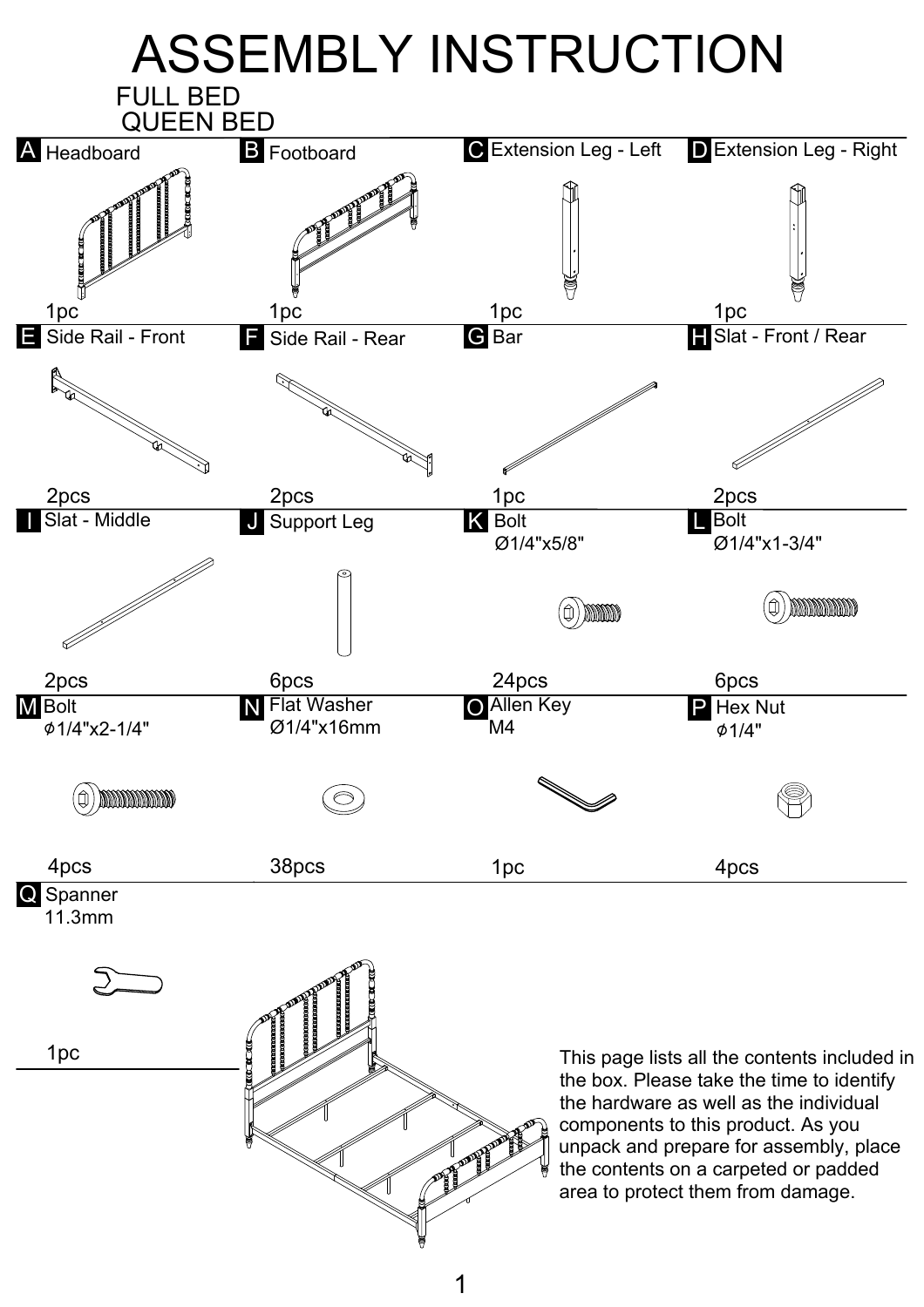# ASSEMBLY INSTRUCTION

## FULL BED
## QUEEN BED

| | | | |
|---|---|---|---|
| **A** Headboard<br>1pc | **B** Footboard<br>1pc | **C** Extension Leg - Left<br>1pc | **D** Extension Leg - Right<br>1pc |
| **E** Side Rail - Front<br>2pcs | **F** Side Rail - Rear<br>2pcs | **G** Bar<br>1pc | **H** Slat - Front / Rear<br>2pcs |
| **I** Slat - Middle<br>2pcs | **J** Support Leg<br>6pcs | **K** Bolt Ø1/4"x5/8"<br>24pcs | **L** Bolt Ø1/4"x1-3/4"<br>6pcs |
| **M** Bolt ϕ1/4"x2-1/4"<br>4pcs | **N** Flat Washer Ø1/4"x16mm<br>38pcs | **O** Allen Key M4<br>1pc | **P** Hex Nut ϕ1/4"<br>4pcs |
| **Q** Spanner 11.3mm<br>1pc | | | |

This page lists all the contents included in the box. Please take the time to identify the hardware as well as the individual components to this product. As you unpack and prepare for assembly, place the contents on a carpeted or padded area to protect them from damage.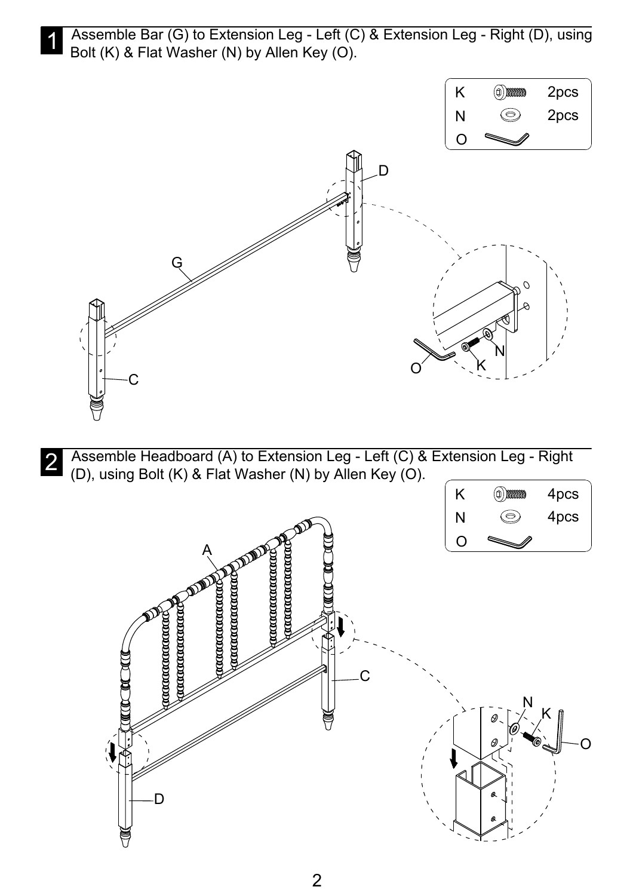**1** Assemble Bar (G) to Extension Leg - Left (C) & Extension Leg - Right (D), using Bolt (K) & Flat Washer (N) by Allen Key (O).

| | |
|---|---|
| K | 2pcs |
| N | 2pcs |
| O | |

**2** Assemble Headboard (A) to Extension Leg - Left (C) & Extension Leg - Right (D), using Bolt (K) & Flat Washer (N) by Allen Key (O).

| | |
|---|---|
| K | 4pcs |
| N | 4pcs |
| O | |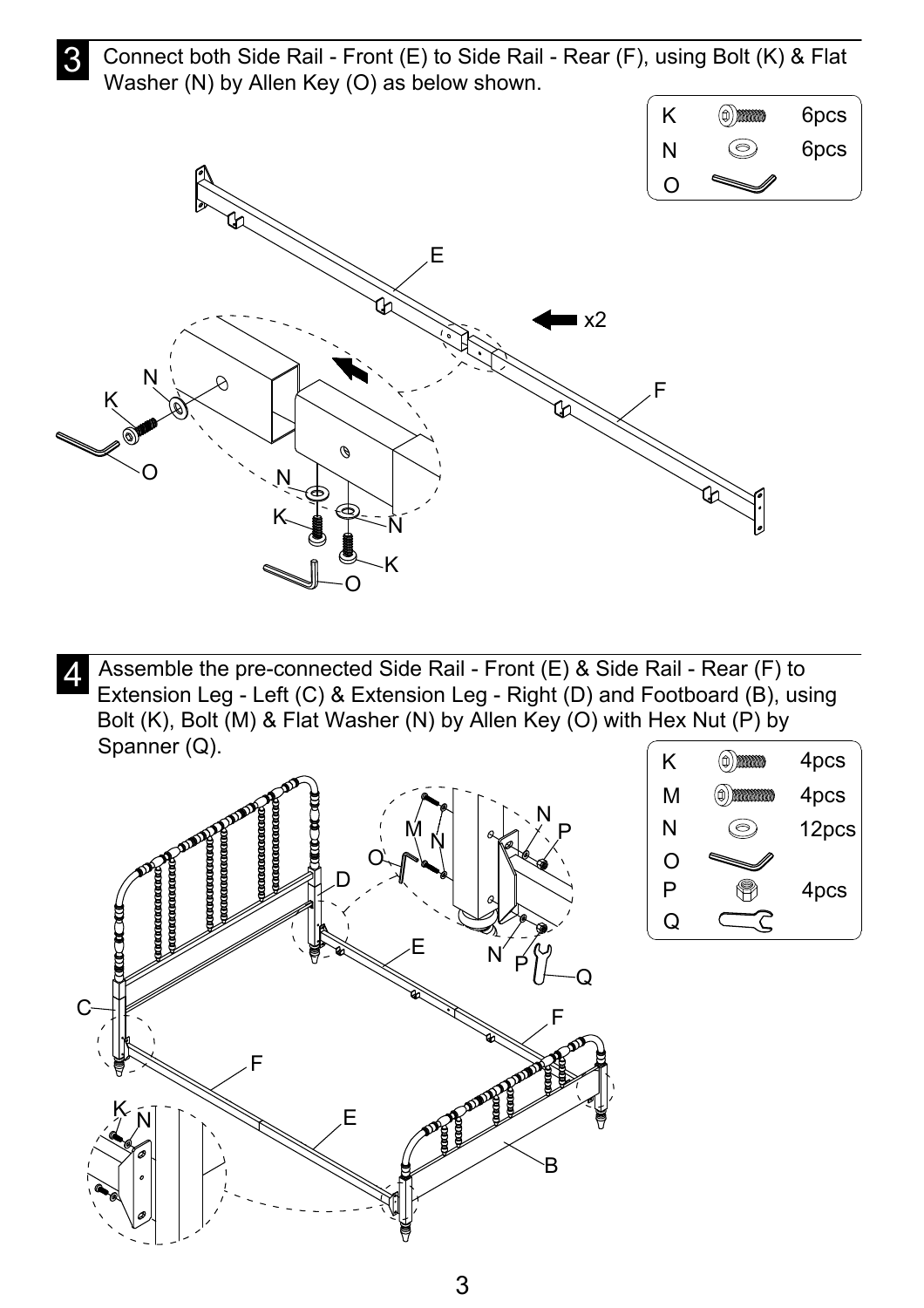**3** Connect both Side Rail - Front (E) to Side Rail - Rear (F), using Bolt (K) & Flat Washer (N) by Allen Key (O) as below shown.

| | |
|---|---|
| K | 6pcs |
| N | 6pcs |
| O | |

x2

**4** Assemble the pre-connected Side Rail - Front (E) & Side Rail - Rear (F) to Extension Leg - Left (C) & Extension Leg - Right (D) and Footboard (B), using Bolt (K), Bolt (M) & Flat Washer (N) by Allen Key (O) with Hex Nut (P) by Spanner (Q).

| | |
|---|---|
| K | 4pcs |
| M | 4pcs |
| N | 12pcs |
| O | |
| P | 4pcs |
| Q | |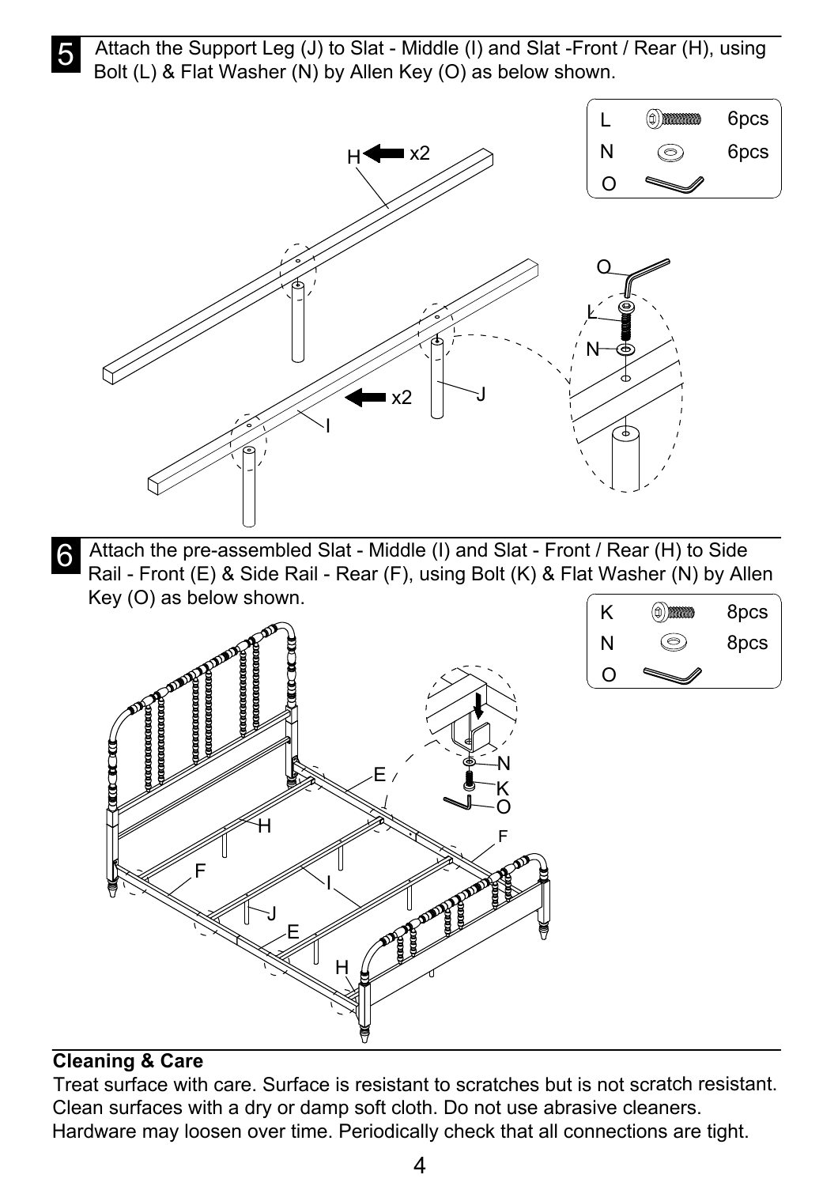**5** Attach the Support Leg (J) to Slat - Middle (I) and Slat -Front / Rear (H), using Bolt (L) & Flat Washer (N) by Allen Key (O) as below shown.

| | | |
|---|---|---|
| L | | 6pcs |
| N | | 6pcs |
| O | | |

**6** Attach the pre-assembled Slat - Middle (I) and Slat - Front / Rear (H) to Side Rail - Front (E) & Side Rail - Rear (F), using Bolt (K) & Flat Washer (N) by Allen Key (O) as below shown.

| | | |
|---|---|---|
| K | | 8pcs |
| N | | 8pcs |
| O | | |

## Cleaning & Care

Treat surface with care. Surface is resistant to scratches but is not scratch resistant.
Clean surfaces with a dry or damp soft cloth. Do not use abrasive cleaners.
Hardware may loosen over time. Periodically check that all connections are tight.